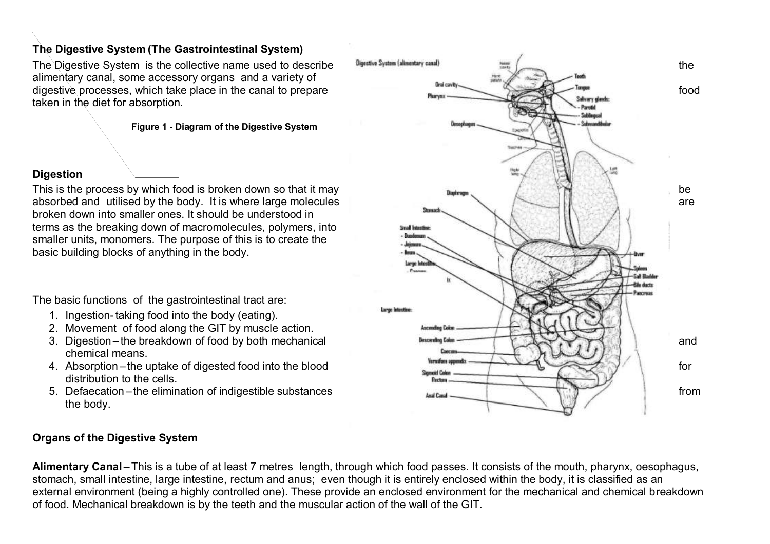## The Digestive System (The Gastrointestinal System)

The Digestive System is the collective name used to describe the alimentary canal, some accessory organs and a variety of digestive processes, which take place in the canal to prepare the food taken in the diet for absorption.

**Figure 1 - Diagram of the Digestive System**

### Digestion

This is the process by which food is broken down so that it may be absorbed and utilised by the body. It is where large molecules are broken down into smaller ones. It should be understood in terms as the breaking down of macromolecules, polymers, into smaller units, monomers. The purpose of this is to create the basic building blocks of anything in the body.

The basic functions of the gastrointestinal tract are:

1. Ingestion- taking food into the body (eating).
2. Movement of food along the GIT by muscle action.
3. Digestion – the breakdown of food by both mechanical and chemical means.
4. Absorption – the uptake of digested food into the blood for distribution to the cells.
5. Defaecation – the elimination of indigestible substances from the body.

### Organs of the Digestive System

**Alimentary Canal** – This is a tube of at least 7 metres length, through which food passes. It consists of the mouth, pharynx, oesophagus, stomach, small intestine, large intestine, rectum and anus; even though it is entirely enclosed within the body, it is classified as an external environment (being a highly controlled one). These provide an enclosed environment for the mechanical and chemical breakdown of food. Mechanical breakdown is by the teeth and the muscular action of the wall of the GIT.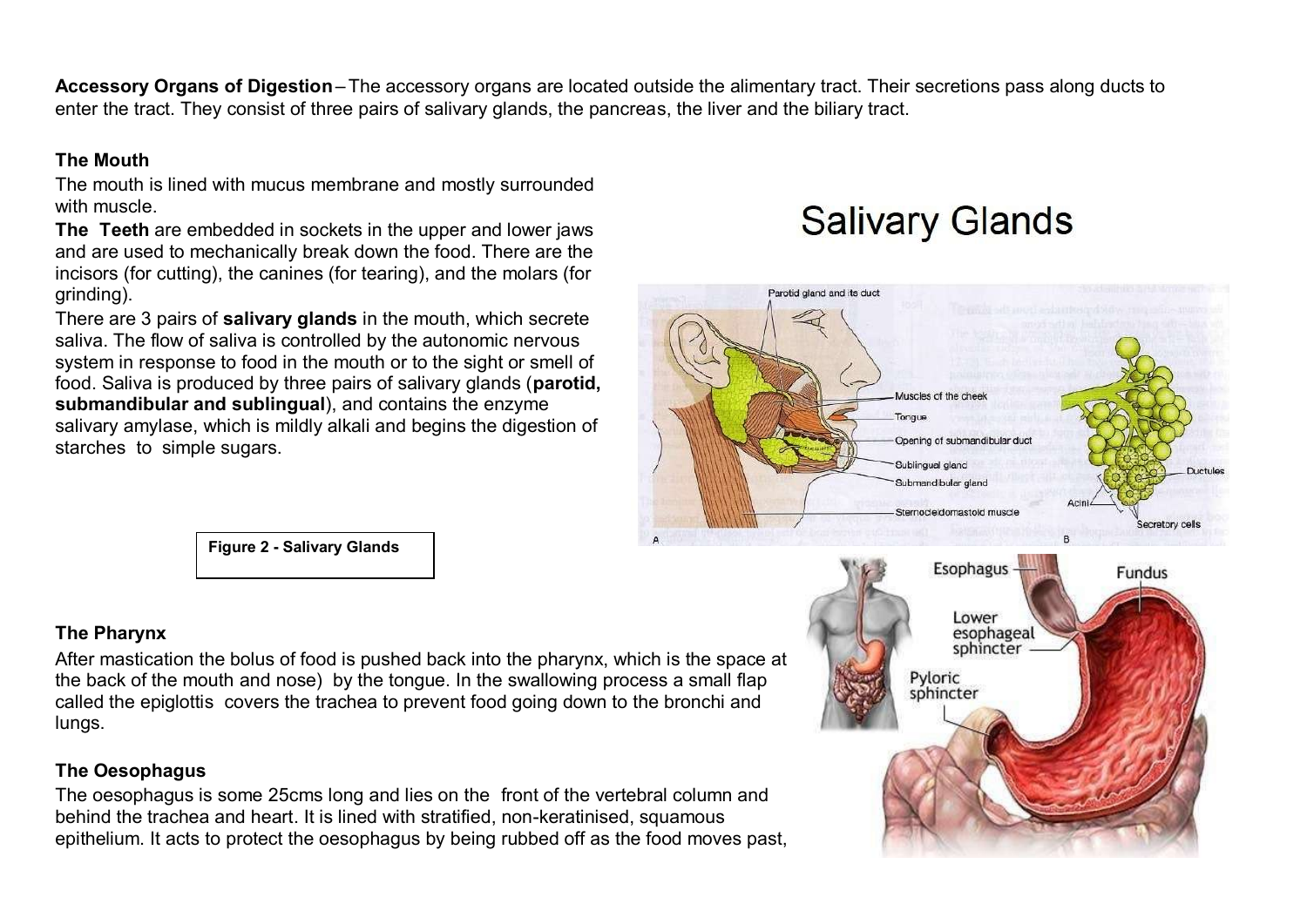**Accessory Organs of Digestion** – The accessory organs are located outside the alimentary tract. Their secretions pass along ducts to enter the tract. They consist of three pairs of salivary glands, the pancreas, the liver and the biliary tract.

### The Mouth

The mouth is lined with mucus membrane and mostly surrounded with muscle.

**The Teeth** are embedded in sockets in the upper and lower jaws and are used to mechanically break down the food. There are the incisors (for cutting), the canines (for tearing), and the molars (for grinding).

There are 3 pairs of **salivary glands** in the mouth, which secrete saliva. The flow of saliva is controlled by the autonomic nervous system in response to food in the mouth or to the sight or smell of food. Saliva is produced by three pairs of salivary glands (**parotid, submandibular and sublingual**), and contains the enzyme salivary amylase, which is mildly alkali and begins the digestion of starches to simple sugars.

**Figure 2 - Salivary Glands**

### The Pharynx

After mastication the bolus of food is pushed back into the pharynx, which is the space at the back of the mouth and nose) by the tongue. In the swallowing process a small flap called the epiglottis covers the trachea to prevent food going down to the bronchi and lungs.

### The Oesophagus

The oesophagus is some 25cms long and lies on the front of the vertebral column and behind the trachea and heart. It is lined with stratified, non-keratinised, squamous epithelium. It acts to protect the oesophagus by being rubbed off as the food moves past,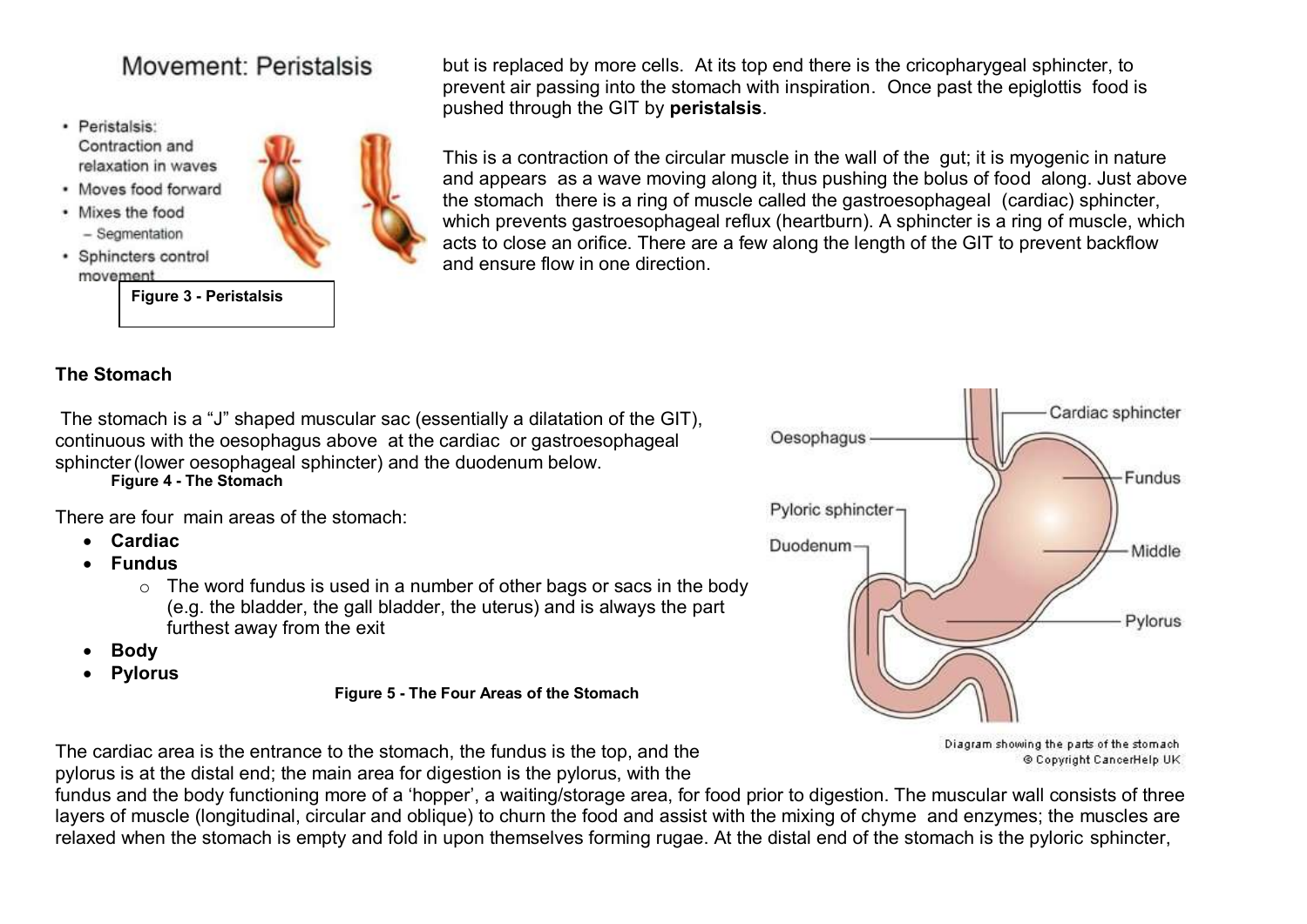but is replaced by more cells. At its top end there is the cricopharygeal sphincter, to prevent air passing into the stomach with inspiration. Once past the epiglottis food is pushed through the GIT by **peristalsis**.

This is a contraction of the circular muscle in the wall of the gut; it is myogenic in nature and appears as a wave moving along it, thus pushing the bolus of food along. Just above the stomach there is a ring of muscle called the gastroesophageal (cardiac) sphincter, which prevents gastroesophageal reflux (heartburn). A sphincter is a ring of muscle, which acts to close an orifice. There are a few along the length of the GIT to prevent backflow and ensure flow in one direction.

**Figure 3 - Peristalsis**

### The Stomach

The stomach is a "J" shaped muscular sac (essentially a dilatation of the GIT), continuous with the oesophagus above at the cardiac or gastroesophageal sphincter (lower oesophageal sphincter) and the duodenum below.

**Figure 4 - The Stomach**

There are four main areas of the stomach:

- **Cardiac**
- **Fundus**
  - The word fundus is used in a number of other bags or sacs in the body (e.g. the bladder, the gall bladder, the uterus) and is always the part furthest away from the exit
- **Body**
- **Pylorus**

**Figure 5 - The Four Areas of the Stomach**

The cardiac area is the entrance to the stomach, the fundus is the top, and the pylorus is at the distal end; the main area for digestion is the pylorus, with the fundus and the body functioning more of a 'hopper', a waiting/storage area, for food prior to digestion. The muscular wall consists of three layers of muscle (longitudinal, circular and oblique) to churn the food and assist with the mixing of chyme and enzymes; the muscles are relaxed when the stomach is empty and fold in upon themselves forming rugae. At the distal end of the stomach is the pyloric sphincter,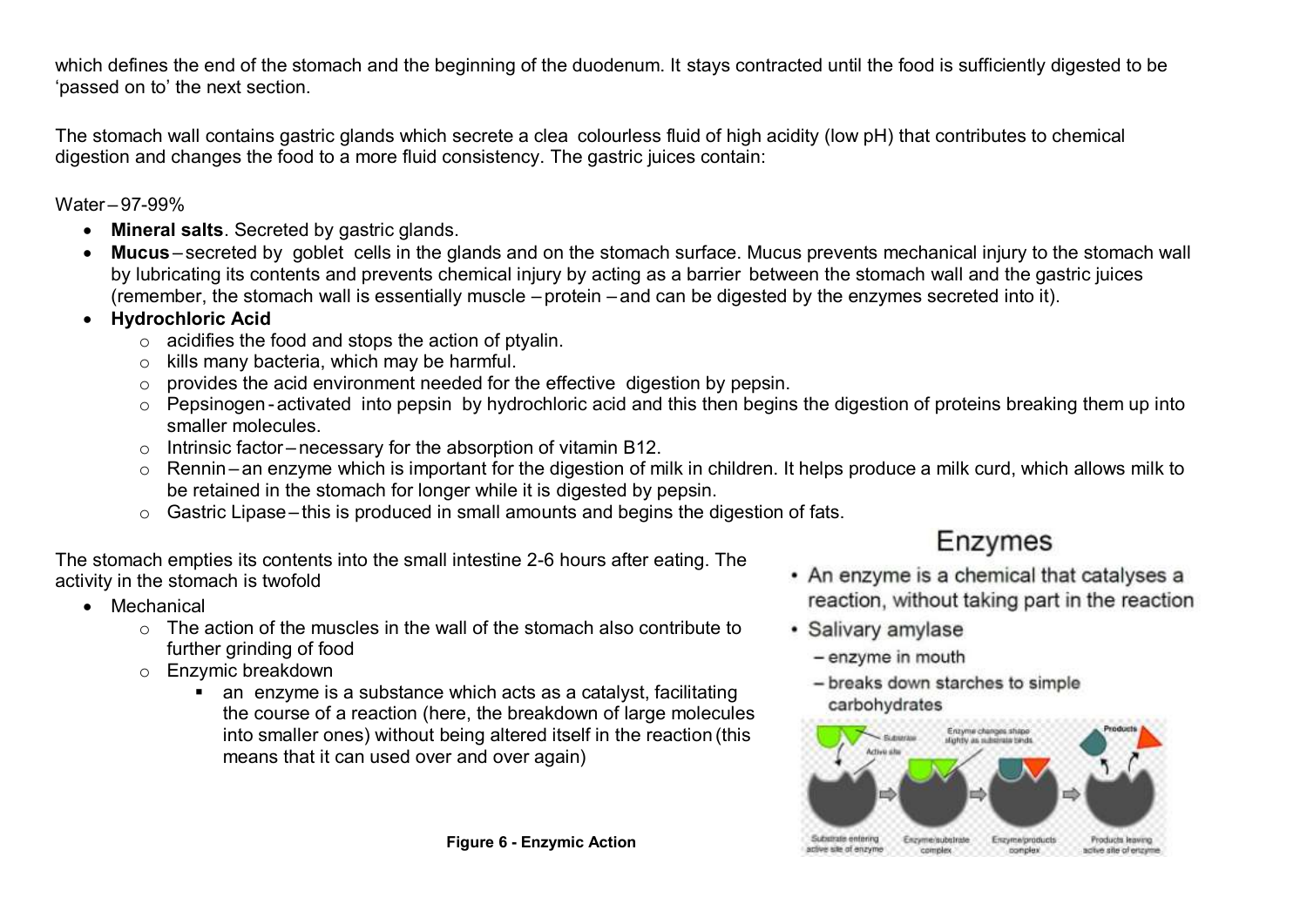which defines the end of the stomach and the beginning of the duodenum. It stays contracted until the food is sufficiently digested to be 'passed on to' the next section.

The stomach wall contains gastric glands which secrete a clea colourless fluid of high acidity (low pH) that contributes to chemical digestion and changes the food to a more fluid consistency. The gastric juices contain:

Water – 97-99%

- **Mineral salts**. Secreted by gastric glands.
- **Mucus** – secreted by goblet cells in the glands and on the stomach surface. Mucus prevents mechanical injury to the stomach wall by lubricating its contents and prevents chemical injury by acting as a barrier between the stomach wall and the gastric juices (remember, the stomach wall is essentially muscle – protein – and can be digested by the enzymes secreted into it).
- **Hydrochloric Acid**
  - acidifies the food and stops the action of ptyalin.
  - kills many bacteria, which may be harmful.
  - provides the acid environment needed for the effective digestion by pepsin.
  - Pepsinogen - activated into pepsin by hydrochloric acid and this then begins the digestion of proteins breaking them up into smaller molecules.
  - Intrinsic factor – necessary for the absorption of vitamin B12.
  - Rennin – an enzyme which is important for the digestion of milk in children. It helps produce a milk curd, which allows milk to be retained in the stomach for longer while it is digested by pepsin.
  - Gastric Lipase – this is produced in small amounts and begins the digestion of fats.

The stomach empties its contents into the small intestine 2-6 hours after eating. The activity in the stomach is twofold

- Mechanical
  - The action of the muscles in the wall of the stomach also contribute to further grinding of food
  - Enzymic breakdown
    - an enzyme is a substance which acts as a catalyst, facilitating the course of a reaction (here, the breakdown of large molecules into smaller ones) without being altered itself in the reaction (this means that it can used over and over again)

## Enzymes

- An enzyme is a chemical that catalyses a reaction, without taking part in the reaction
- Salivary amylase
  - enzyme in mouth
  - breaks down starches to simple carbohydrates

**Figure 6 - Enzymic Action**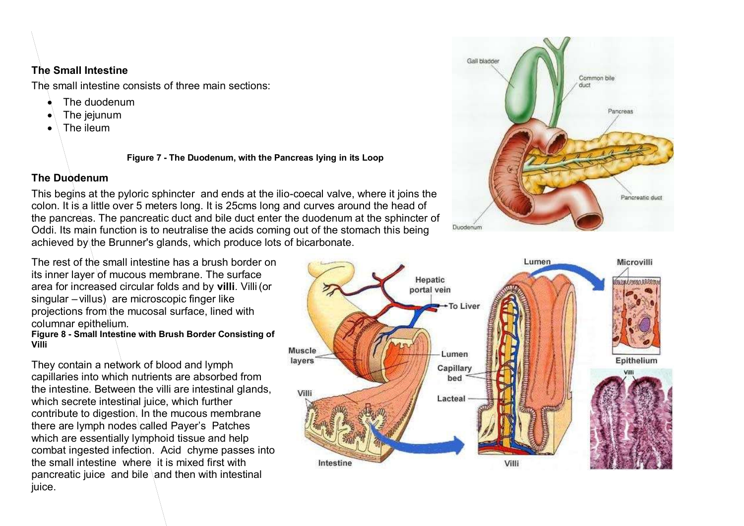### The Small Intestine

The small intestine consists of three main sections:

- The duodenum
- The jejunum
- The ileum

**Figure 7 - The Duodenum, with the Pancreas lying in its Loop**

### The Duodenum

This begins at the pyloric sphincter and ends at the ilio-coecal valve, where it joins the colon. It is a little over 5 meters long. It is 25cms long and curves around the head of the pancreas. The pancreatic duct and bile duct enter the duodenum at the sphincter of Oddi. Its main function is to neutralise the acids coming out of the stomach this being achieved by the Brunner's glands, which produce lots of bicarbonate.

The rest of the small intestine has a brush border on its inner layer of mucous membrane. The surface area for increased circular folds and by **villi**. Villi (or singular – villus) are microscopic finger like projections from the mucosal surface, lined with columnar epithelium.

**Figure 8 - Small Intestine with Brush Border Consisting of Villi**

They contain a network of blood and lymph capillaries into which nutrients are absorbed from the intestine. Between the villi are intestinal glands, which secrete intestinal juice, which further contribute to digestion. In the mucous membrane there are lymph nodes called Payer's Patches which are essentially lymphoid tissue and help combat ingested infection. Acid chyme passes into the small intestine where it is mixed first with pancreatic juice and bile and then with intestinal juice.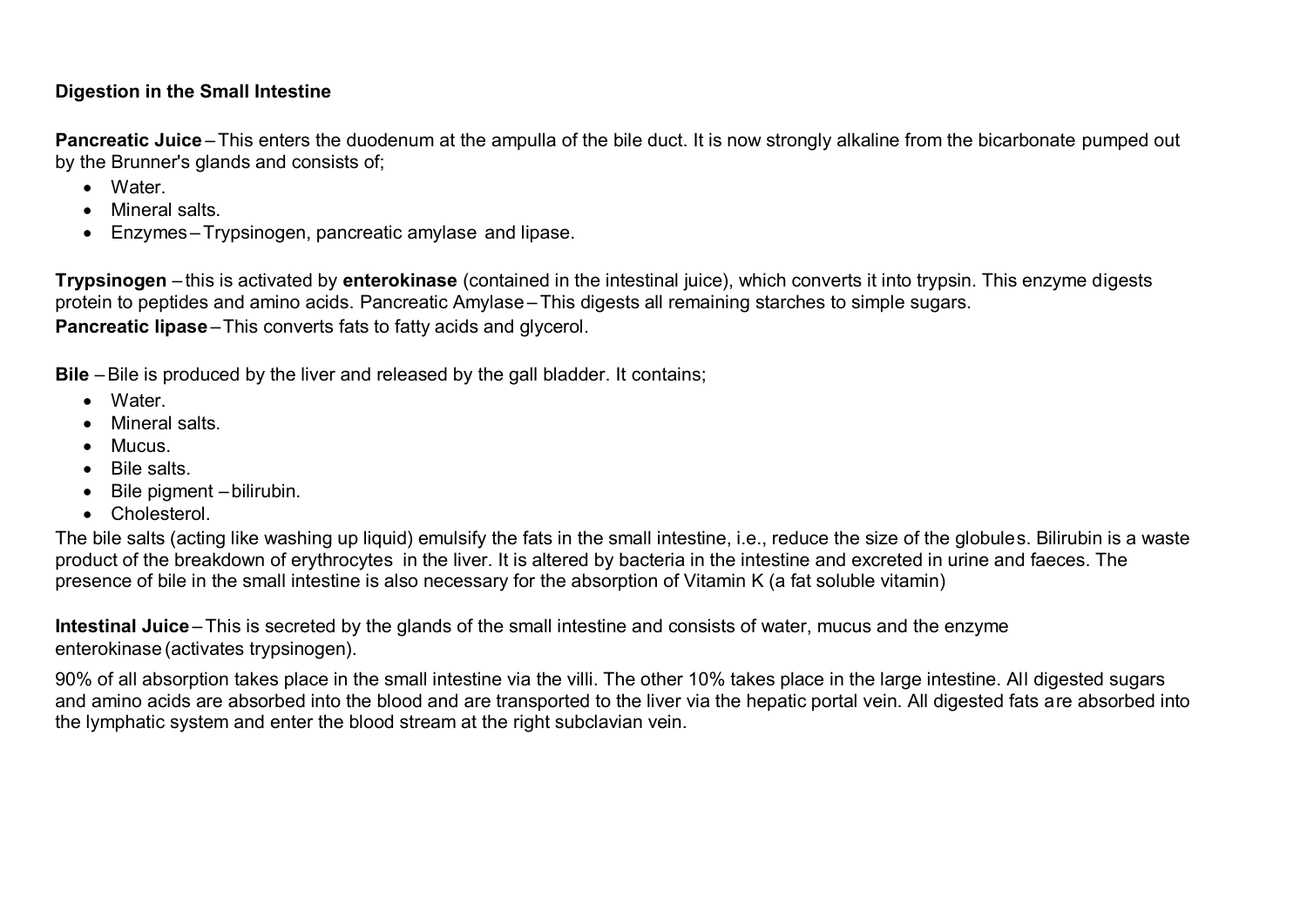**Digestion in the Small Intestine**

**Pancreatic Juice** – This enters the duodenum at the ampulla of the bile duct. It is now strongly alkaline from the bicarbonate pumped out by the Brunner's glands and consists of;

- Water.
- Mineral salts.
- Enzymes – Trypsinogen, pancreatic amylase and lipase.

**Trypsinogen** – this is activated by **enterokinase** (contained in the intestinal juice), which converts it into trypsin. This enzyme digests protein to peptides and amino acids. Pancreatic Amylase – This digests all remaining starches to simple sugars.
**Pancreatic lipase** – This converts fats to fatty acids and glycerol.

**Bile** – Bile is produced by the liver and released by the gall bladder. It contains;

- Water.
- Mineral salts.
- Mucus.
- Bile salts.
- Bile pigment – bilirubin.
- Cholesterol.

The bile salts (acting like washing up liquid) emulsify the fats in the small intestine, i.e., reduce the size of the globules. Bilirubin is a waste product of the breakdown of erythrocytes in the liver. It is altered by bacteria in the intestine and excreted in urine and faeces. The presence of bile in the small intestine is also necessary for the absorption of Vitamin K (a fat soluble vitamin)

**Intestinal Juice** – This is secreted by the glands of the small intestine and consists of water, mucus and the enzyme enterokinase (activates trypsinogen).

90% of all absorption takes place in the small intestine via the villi. The other 10% takes place in the large intestine. All digested sugars and amino acids are absorbed into the blood and are transported to the liver via the hepatic portal vein. All digested fats are absorbed into the lymphatic system and enter the blood stream at the right subclavian vein.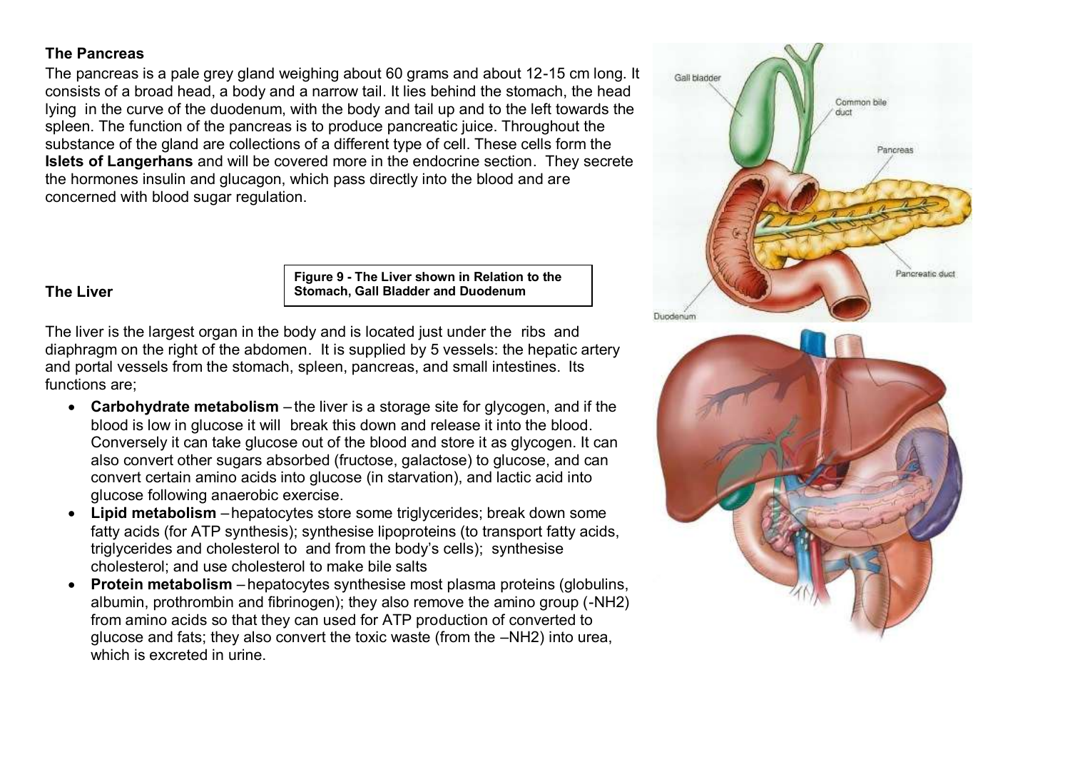## The Pancreas

The pancreas is a pale grey gland weighing about 60 grams and about 12-15 cm long. It consists of a broad head, a body and a narrow tail. It lies behind the stomach, the head lying in the curve of the duodenum, with the body and tail up and to the left towards the spleen. The function of the pancreas is to produce pancreatic juice. Throughout the substance of the gland are collections of a different type of cell. These cells form the **Islets of Langerhans** and will be covered more in the endocrine section. They secrete the hormones insulin and glucagon, which pass directly into the blood and are concerned with blood sugar regulation.

## The Liver

**Figure 9 - The Liver shown in Relation to the Stomach, Gall Bladder and Duodenum**

The liver is the largest organ in the body and is located just under the ribs and diaphragm on the right of the abdomen. It is supplied by 5 vessels: the hepatic artery and portal vessels from the stomach, spleen, pancreas, and small intestines. Its functions are;

- **Carbohydrate metabolism** – the liver is a storage site for glycogen, and if the blood is low in glucose it will break this down and release it into the blood. Conversely it can take glucose out of the blood and store it as glycogen. It can also convert other sugars absorbed (fructose, galactose) to glucose, and can convert certain amino acids into glucose (in starvation), and lactic acid into glucose following anaerobic exercise.
- **Lipid metabolism** – hepatocytes store some triglycerides; break down some fatty acids (for ATP synthesis); synthesise lipoproteins (to transport fatty acids, triglycerides and cholesterol to and from the body's cells); synthesise cholesterol; and use cholesterol to make bile salts
- **Protein metabolism** – hepatocytes synthesise most plasma proteins (globulins, albumin, prothrombin and fibrinogen); they also remove the amino group (-NH2) from amino acids so that they can used for ATP production of converted to glucose and fats; they also convert the toxic waste (from the –NH2) into urea, which is excreted in urine.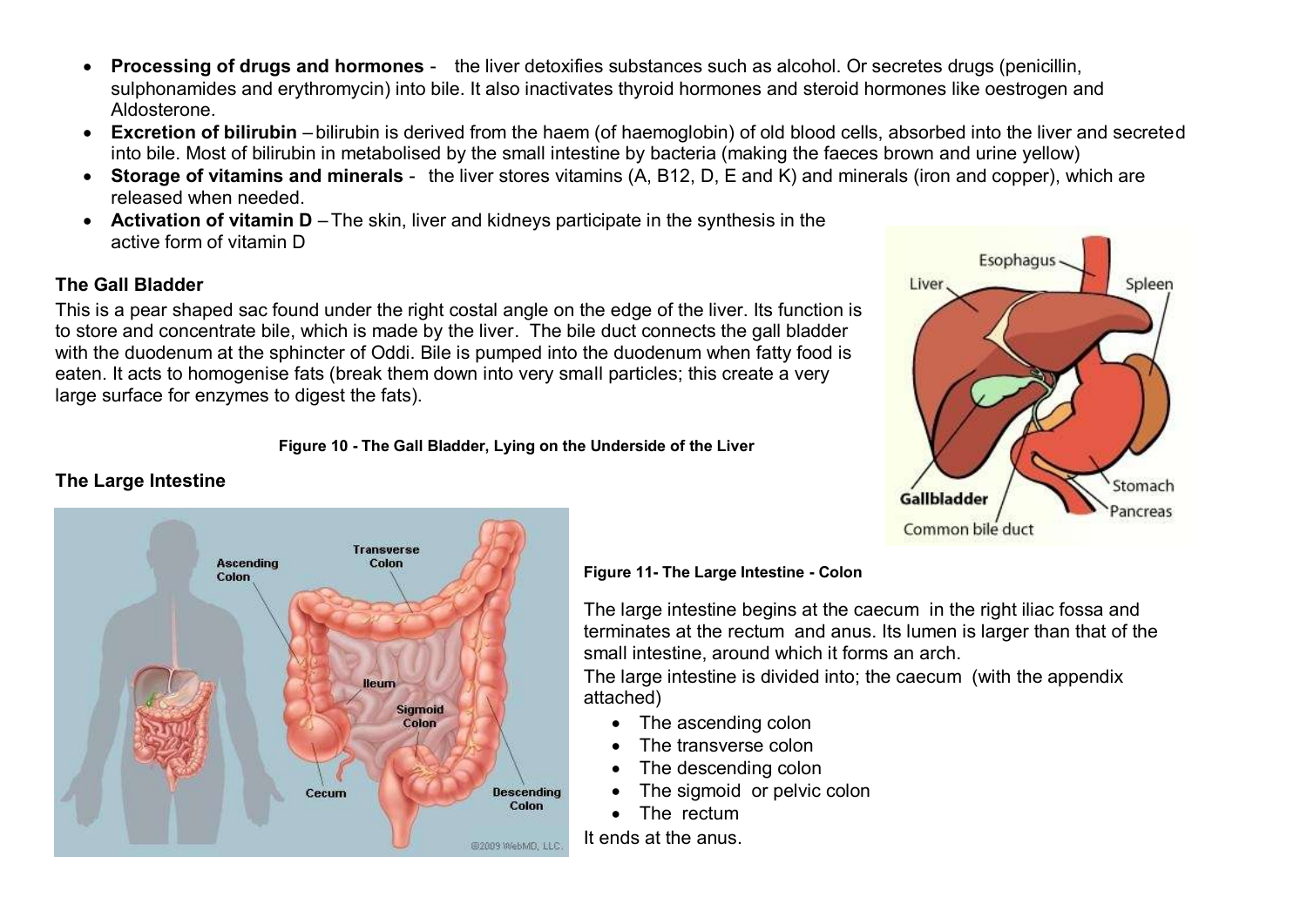- **Processing of drugs and hormones** - the liver detoxifies substances such as alcohol. Or secretes drugs (penicillin, sulphonamides and erythromycin) into bile. It also inactivates thyroid hormones and steroid hormones like oestrogen and Aldosterone.
- **Excretion of bilirubin** – bilirubin is derived from the haem (of haemoglobin) of old blood cells, absorbed into the liver and secreted into bile. Most of bilirubin in metabolised by the small intestine by bacteria (making the faeces brown and urine yellow)
- **Storage of vitamins and minerals** - the liver stores vitamins (A, B12, D, E and K) and minerals (iron and copper), which are released when needed.
- **Activation of vitamin D** – The skin, liver and kidneys participate in the synthesis in the active form of vitamin D

### The Gall Bladder

This is a pear shaped sac found under the right costal angle on the edge of the liver. Its function is to store and concentrate bile, which is made by the liver. The bile duct connects the gall bladder with the duodenum at the sphincter of Oddi. Bile is pumped into the duodenum when fatty food is eaten. It acts to homogenise fats (break them down into very small particles; this create a very large surface for enzymes to digest the fats).

**Figure 10 - The Gall Bladder, Lying on the Underside of the Liver**

### The Large Intestine

**Figure 11- The Large Intestine - Colon**

The large intestine begins at the caecum in the right iliac fossa and terminates at the rectum and anus. Its lumen is larger than that of the small intestine, around which it forms an arch.

The large intestine is divided into; the caecum (with the appendix attached)

- The ascending colon
- The transverse colon
- The descending colon
- The sigmoid or pelvic colon
- The rectum

It ends at the anus.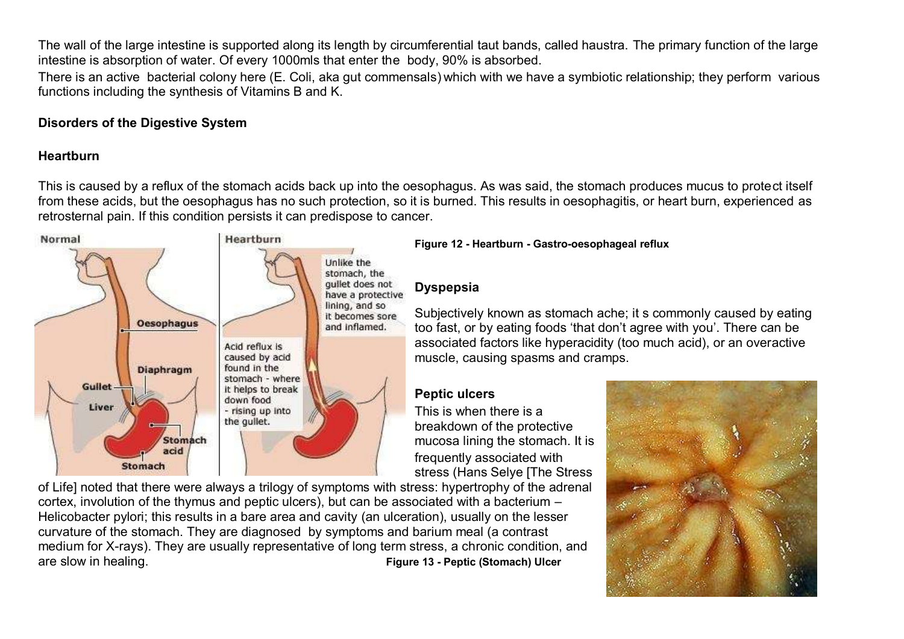The wall of the large intestine is supported along its length by circumferential taut bands, called haustra. The primary function of the large intestine is absorption of water. Of every 1000mls that enter the body, 90% is absorbed.

There is an active bacterial colony here (E. Coli, aka gut commensals) which with we have a symbiotic relationship; they perform various functions including the synthesis of Vitamins B and K.

## Disorders of the Digestive System

### Heartburn

This is caused by a reflux of the stomach acids back up into the oesophagus. As was said, the stomach produces mucus to protect itself from these acids, but the oesophagus has no such protection, so it is burned. This results in oesophagitis, or heart burn, experienced as retrosternal pain. If this condition persists it can predispose to cancer.

**Figure 12 - Heartburn - Gastro-oesophageal reflux**

### Dyspepsia

Subjectively known as stomach ache; it s commonly caused by eating too fast, or by eating foods 'that don't agree with you'. There can be associated factors like hyperacidity (too much acid), or an overactive muscle, causing spasms and cramps.

### Peptic ulcers

This is when there is a breakdown of the protective mucosa lining the stomach. It is frequently associated with stress (Hans Selye [The Stress of Life] noted that there were always a trilogy of symptoms with stress: hypertrophy of the adrenal cortex, involution of the thymus and peptic ulcers), but can be associated with a bacterium – Helicobacter pylori; this results in a bare area and cavity (an ulceration), usually on the lesser curvature of the stomach. They are diagnosed by symptoms and barium meal (a contrast medium for X-rays). They are usually representative of long term stress, a chronic condition, and are slow in healing.

**Figure 13 - Peptic (Stomach) Ulcer**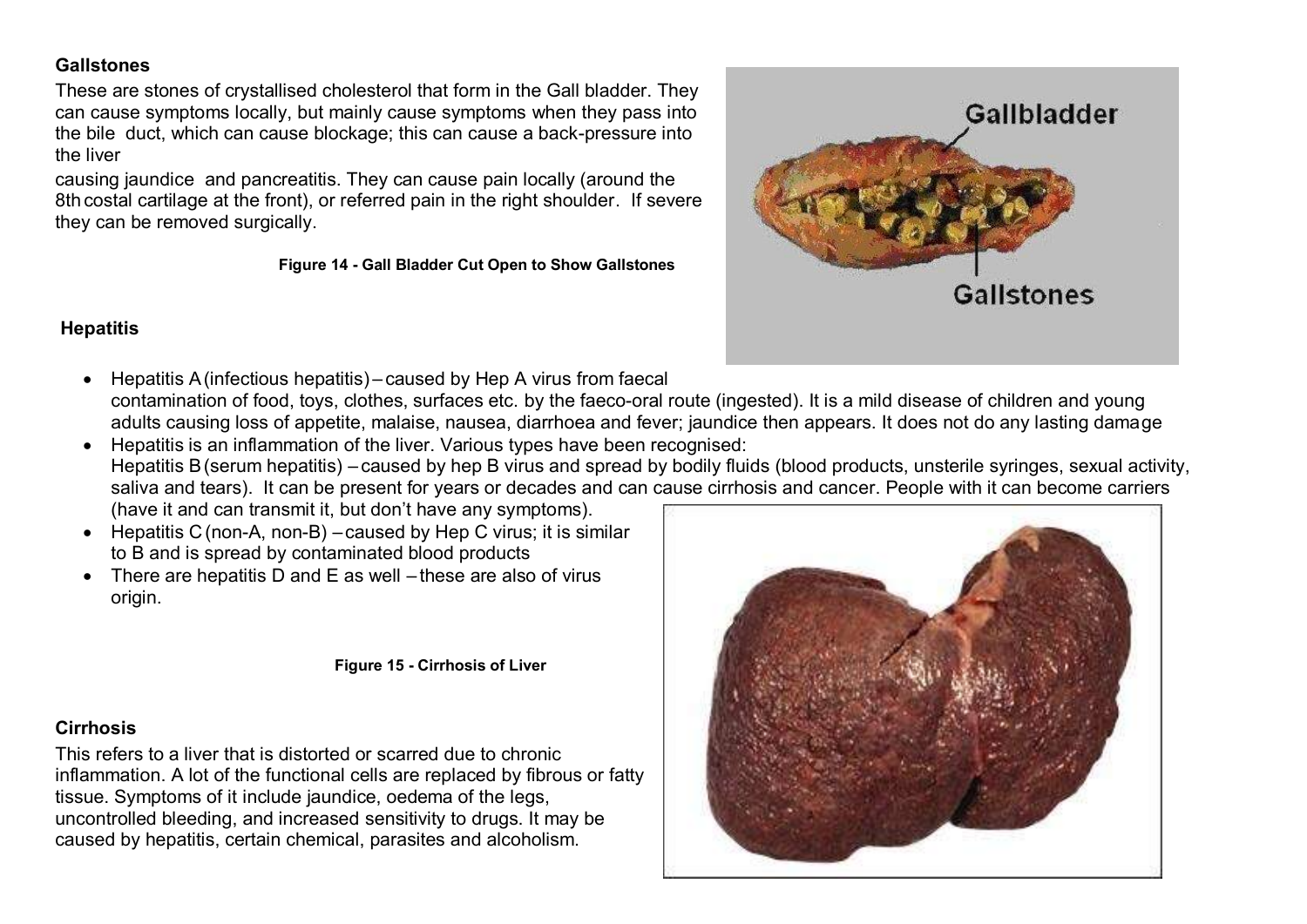## Gallstones

These are stones of crystallised cholesterol that form in the Gall bladder. They can cause symptoms locally, but mainly cause symptoms when they pass into the bile duct, which can cause blockage; this can cause a back-pressure into the liver

causing jaundice and pancreatitis. They can cause pain locally (around the 8th costal cartilage at the front), or referred pain in the right shoulder. If severe they can be removed surgically.

**Figure 14 - Gall Bladder Cut Open to Show Gallstones**

## Hepatitis

- Hepatitis A (infectious hepatitis) – caused by Hep A virus from faecal contamination of food, toys, clothes, surfaces etc. by the faeco-oral route (ingested). It is a mild disease of children and young adults causing loss of appetite, malaise, nausea, diarrhoea and fever; jaundice then appears. It does not do any lasting damage
- Hepatitis is an inflammation of the liver. Various types have been recognised:
  Hepatitis B (serum hepatitis) – caused by hep B virus and spread by bodily fluids (blood products, unsterile syringes, sexual activity, saliva and tears). It can be present for years or decades and can cause cirrhosis and cancer. People with it can become carriers (have it and can transmit it, but don't have any symptoms).
- Hepatitis C (non-A, non-B) – caused by Hep C virus; it is similar to B and is spread by contaminated blood products
- There are hepatitis D and E as well – these are also of virus origin.

**Figure 15 - Cirrhosis of Liver**

## Cirrhosis

This refers to a liver that is distorted or scarred due to chronic inflammation. A lot of the functional cells are replaced by fibrous or fatty tissue. Symptoms of it include jaundice, oedema of the legs, uncontrolled bleeding, and increased sensitivity to drugs. It may be caused by hepatitis, certain chemical, parasites and alcoholism.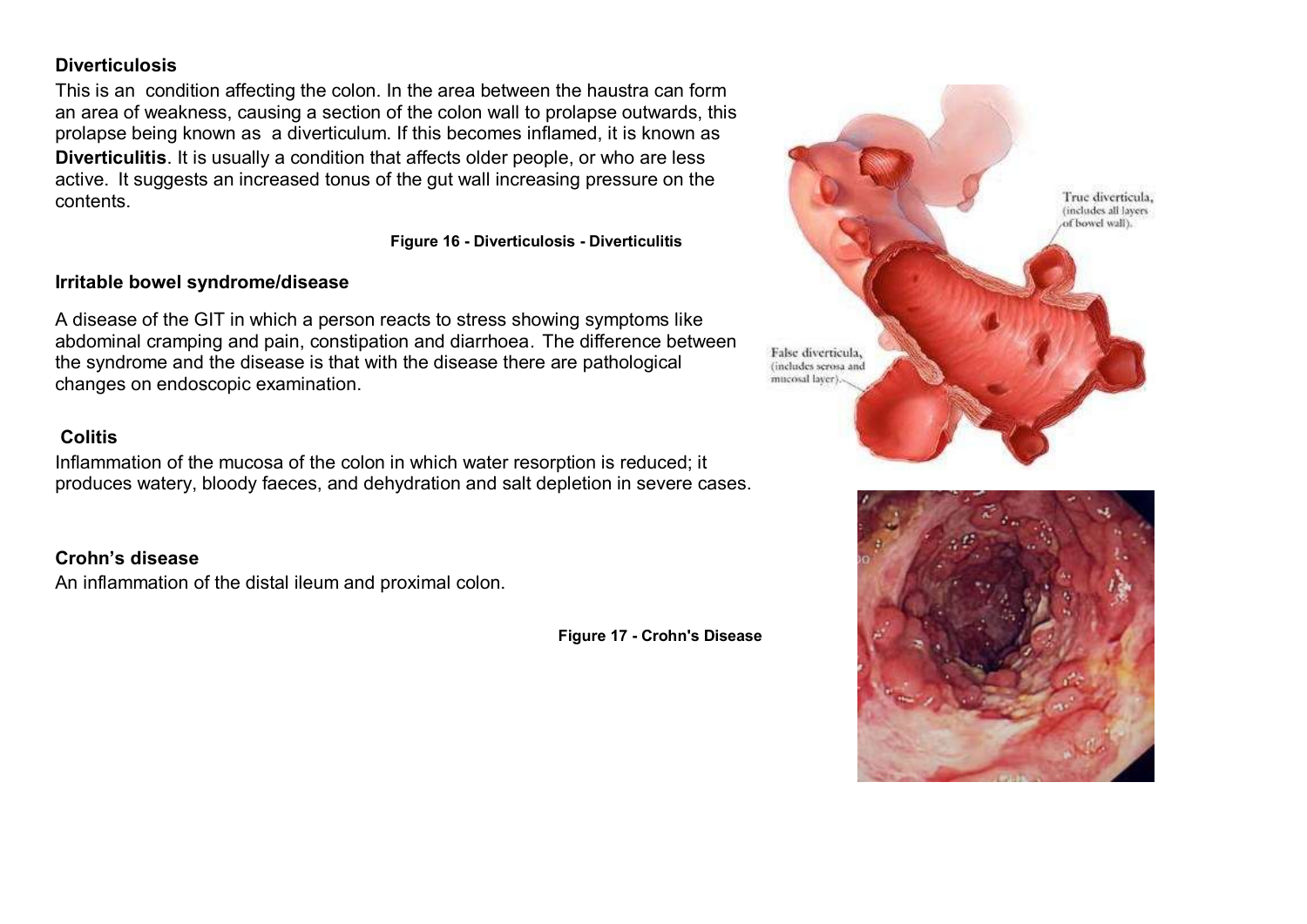**Diverticulosis**

This is an  condition affecting the colon. In the area between the haustra can form an area of weakness, causing a section of the colon wall to prolapse outwards, this prolapse being known as  a diverticulum. If this becomes inflamed, it is known as **Diverticulitis**. It is usually a condition that affects older people, or who are less active.  It suggests an increased tonus of the gut wall increasing pressure on the contents.

**Figure 16 - Diverticulosis - Diverticulitis**

**Irritable bowel syndrome/disease**

A disease of the GIT in which a person reacts to stress showing symptoms like abdominal cramping and pain, constipation and diarrhoea.  The difference between the syndrome and the disease is that with the disease there are pathological changes on endoscopic examination.

**Colitis**

Inflammation of the mucosa of the colon in which water resorption is reduced; it produces watery, bloody faeces, and dehydration and salt depletion in severe cases.

**Crohn's disease**

An inflammation of the distal ileum and proximal colon.

**Figure 17 - Crohn's Disease**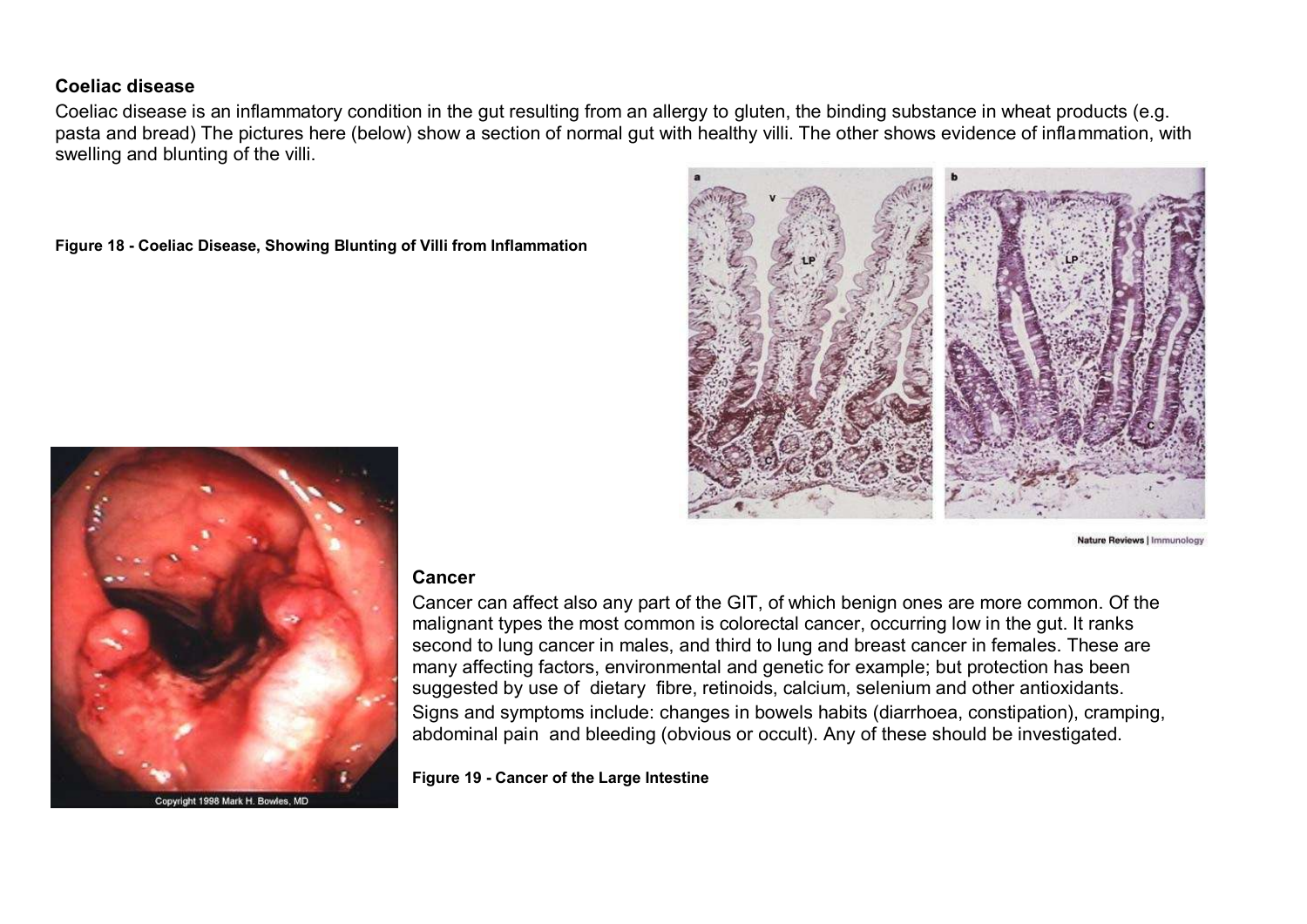**Coeliac disease**

Coeliac disease is an inflammatory condition in the gut resulting from an allergy to gluten, the binding substance in wheat products (e.g. pasta and bread) The pictures here (below) show a section of normal gut with healthy villi. The other shows evidence of inflammation, with swelling and blunting of the villi.

**Figure 18 - Coeliac Disease, Showing Blunting of Villi from Inflammation**

## Cancer

Cancer can affect also any part of the GIT, of which benign ones are more common. Of the malignant types the most common is colorectal cancer, occurring low in the gut. It ranks second to lung cancer in males, and third to lung and breast cancer in females. These are many affecting factors, environmental and genetic for example; but protection has been suggested by use of dietary fibre, retinoids, calcium, selenium and other antioxidants. Signs and symptoms include: changes in bowels habits (diarrhoea, constipation), cramping, abdominal pain and bleeding (obvious or occult). Any of these should be investigated.

**Figure 19 - Cancer of the Large Intestine**